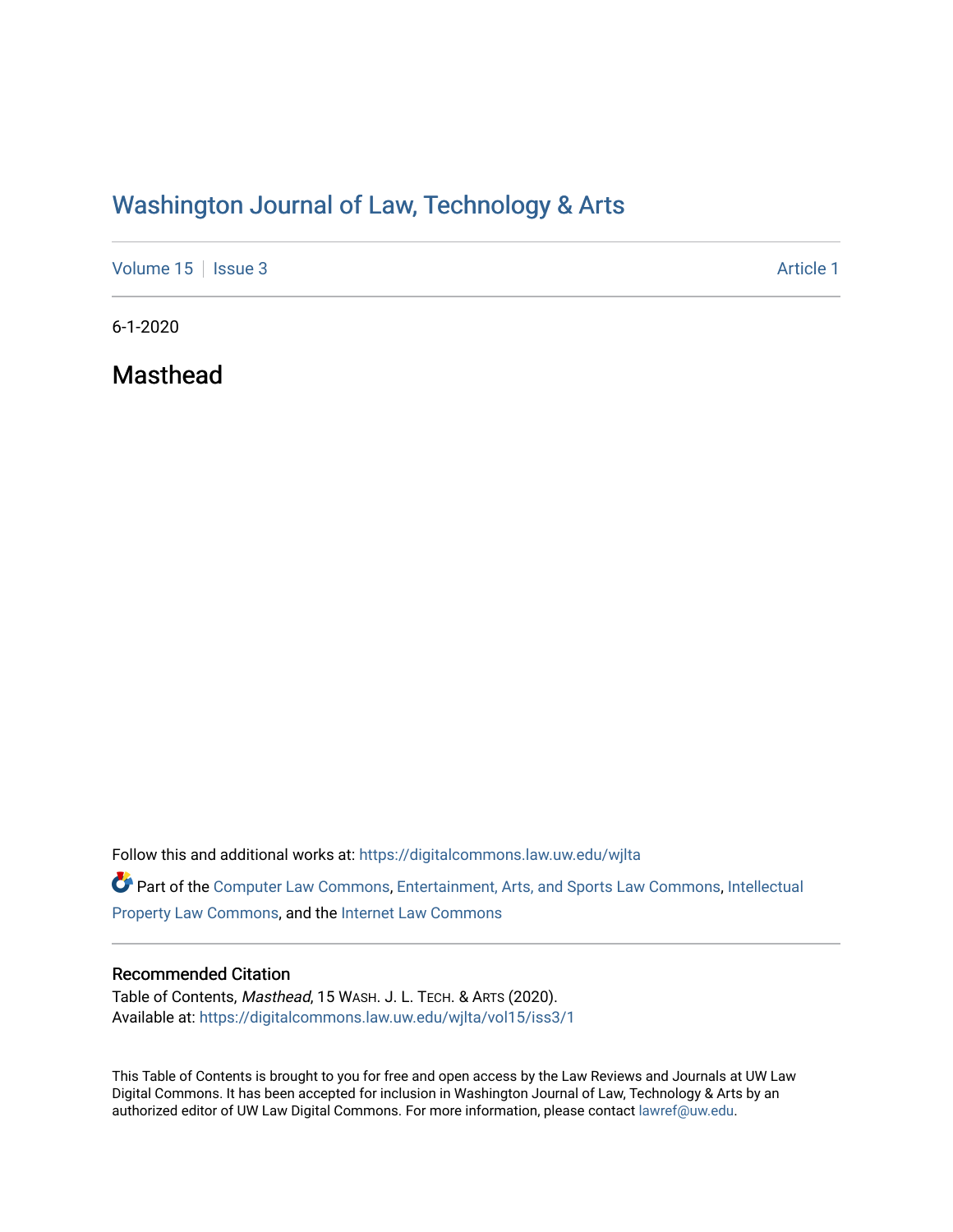# Washington Journal of Law, Technology & Arts

Volume 15 | Issue 3 Article 1

6-1-2020

## Masthead

Follow this and additional works at: https://digitalcommons.law.uw.edu/wjlta

Part of the Computer Law Commons, Entertainment, Arts, and Sports Law Commons, Intellectual Property Law Commons, and the Internet Law Commons

### Recommended Citation

Table of Contents, *Masthead*, 15 WASH. J. L. TECH. & ARTS (2020).
Available at: https://digitalcommons.law.uw.edu/wjlta/vol15/iss3/1

This Table of Contents is brought to you for free and open access by the Law Reviews and Journals at UW Law Digital Commons. It has been accepted for inclusion in Washington Journal of Law, Technology & Arts by an authorized editor of UW Law Digital Commons. For more information, please contact lawref@uw.edu.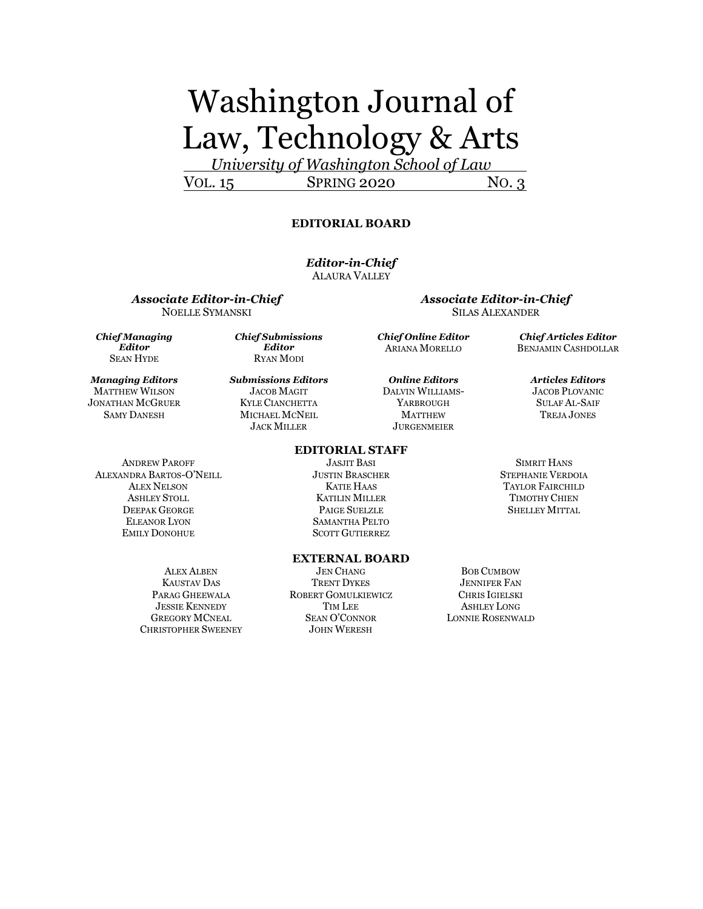# Washington Journal of Law, Technology & Arts

*University of Washington School of Law*

VOL. 15 SPRING 2020 NO. 3

## EDITORIAL BOARD

***Editor-in-Chief***
ALAURA VALLEY

***Associate Editor-in-Chief***
NOELLE SYMANSKI

***Associate Editor-in-Chief***
SILAS ALEXANDER

***Chief Managing Editor***
SEAN HYDE

***Chief Submissions Editor***
RYAN MODI

***Chief Online Editor***
ARIANA MORELLO

***Chief Articles Editor***
BENJAMIN CASHDOLLAR

***Managing Editors***
MATTHEW WILSON
JONATHAN MCGRUER
SAMY DANESH

***Submissions Editors***
JACOB MAGIT
KYLE CIANCHETTA
MICHAEL MCNEIL
JACK MILLER

***Online Editors***
DALVIN WILLIAMS-YARBROUGH
MATTHEW JURGENMEIER

***Articles Editors***
JACOB PLOVANIC
SULAF AL-SAIF
TREJA JONES

## EDITORIAL STAFF

ANDREW PAROFF
ALEXANDRA BARTOS-O'NEILL
ALEX NELSON
ASHLEY STOLL
DEEPAK GEORGE
ELEANOR LYON
EMILY DONOHUE
JASJIT BASI
JUSTIN BRASCHER
KATIE HAAS
KATILIN MILLER
PAIGE SUELZLE
SAMANTHA PELTO
SCOTT GUTIERREZ
SIMRIT HANS
STEPHANIE VERDOIA
TAYLOR FAIRCHILD
TIMOTHY CHIEN
SHELLEY MITTAL

## EXTERNAL BOARD

ALEX ALBEN
KAUSTAV DAS
PARAG GHEEWALA
JESSIE KENNEDY
GREGORY MCNEAL
CHRISTOPHER SWEENEY
JEN CHANG
TRENT DYKES
ROBERT GOMULKIEWICZ
TIM LEE
SEAN O'CONNOR
JOHN WERESH
BOB CUMBOW
JENNIFER FAN
CHRIS IGIELSKI
ASHLEY LONG
LONNIE ROSENWALD